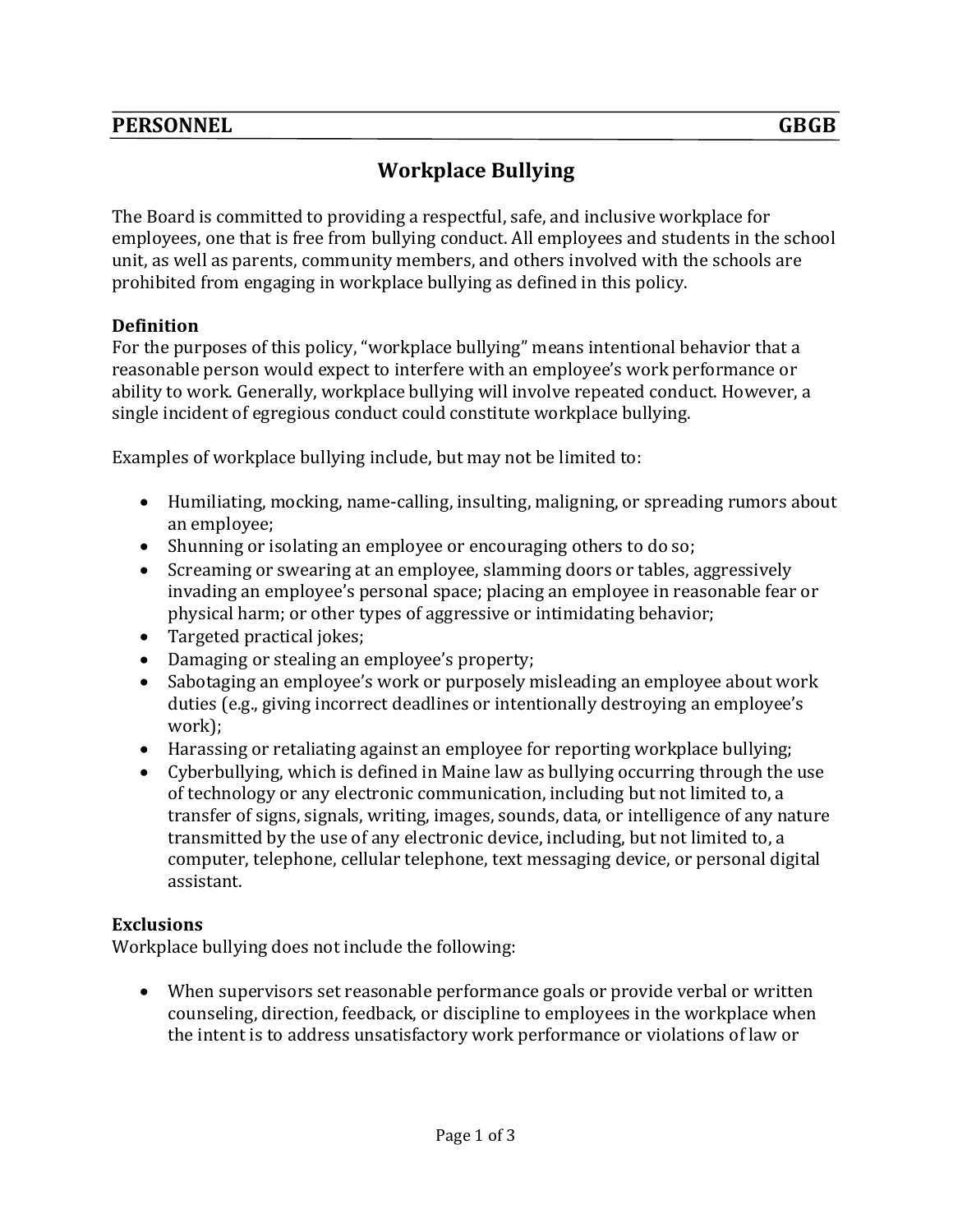**PERSONNEL** **GBGB**

# Workplace Bullying

The Board is committed to providing a respectful, safe, and inclusive workplace for employees, one that is free from bullying conduct. All employees and students in the school unit, as well as parents, community members, and others involved with the schools are prohibited from engaging in workplace bullying as defined in this policy.

**Definition**

For the purposes of this policy, "workplace bullying" means intentional behavior that a reasonable person would expect to interfere with an employee's work performance or ability to work. Generally, workplace bullying will involve repeated conduct. However, a single incident of egregious conduct could constitute workplace bullying.

Examples of workplace bullying include, but may not be limited to:

- Humiliating, mocking, name-calling, insulting, maligning, or spreading rumors about an employee;
- Shunning or isolating an employee or encouraging others to do so;
- Screaming or swearing at an employee, slamming doors or tables, aggressively invading an employee's personal space; placing an employee in reasonable fear or physical harm; or other types of aggressive or intimidating behavior;
- Targeted practical jokes;
- Damaging or stealing an employee's property;
- Sabotaging an employee's work or purposely misleading an employee about work duties (e.g., giving incorrect deadlines or intentionally destroying an employee's work);
- Harassing or retaliating against an employee for reporting workplace bullying;
- Cyberbullying, which is defined in Maine law as bullying occurring through the use of technology or any electronic communication, including but not limited to, a transfer of signs, signals, writing, images, sounds, data, or intelligence of any nature transmitted by the use of any electronic device, including, but not limited to, a computer, telephone, cellular telephone, text messaging device, or personal digital assistant.

**Exclusions**

Workplace bullying does not include the following:

- When supervisors set reasonable performance goals or provide verbal or written counseling, direction, feedback, or discipline to employees in the workplace when the intent is to address unsatisfactory work performance or violations of law or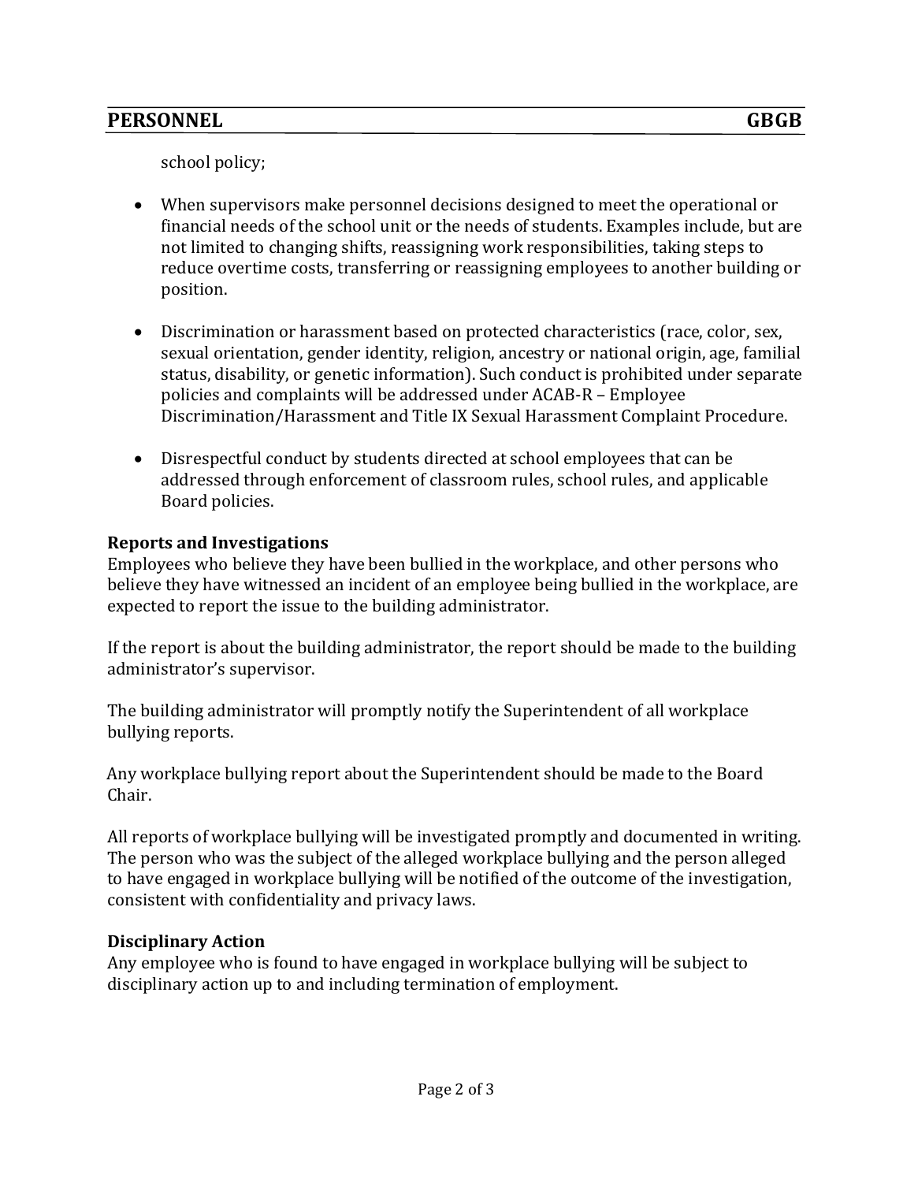school policy;

- When supervisors make personnel decisions designed to meet the operational or financial needs of the school unit or the needs of students. Examples include, but are not limited to changing shifts, reassigning work responsibilities, taking steps to reduce overtime costs, transferring or reassigning employees to another building or position.

- Discrimination or harassment based on protected characteristics (race, color, sex, sexual orientation, gender identity, religion, ancestry or national origin, age, familial status, disability, or genetic information). Such conduct is prohibited under separate policies and complaints will be addressed under ACAB-R – Employee Discrimination/Harassment and Title IX Sexual Harassment Complaint Procedure.

- Disrespectful conduct by students directed at school employees that can be addressed through enforcement of classroom rules, school rules, and applicable Board policies.

**Reports and Investigations**

Employees who believe they have been bullied in the workplace, and other persons who believe they have witnessed an incident of an employee being bullied in the workplace, are expected to report the issue to the building administrator.

If the report is about the building administrator, the report should be made to the building administrator's supervisor.

The building administrator will promptly notify the Superintendent of all workplace bullying reports.

Any workplace bullying report about the Superintendent should be made to the Board Chair.

All reports of workplace bullying will be investigated promptly and documented in writing. The person who was the subject of the alleged workplace bullying and the person alleged to have engaged in workplace bullying will be notified of the outcome of the investigation, consistent with confidentiality and privacy laws.

**Disciplinary Action**

Any employee who is found to have engaged in workplace bullying will be subject to disciplinary action up to and including termination of employment.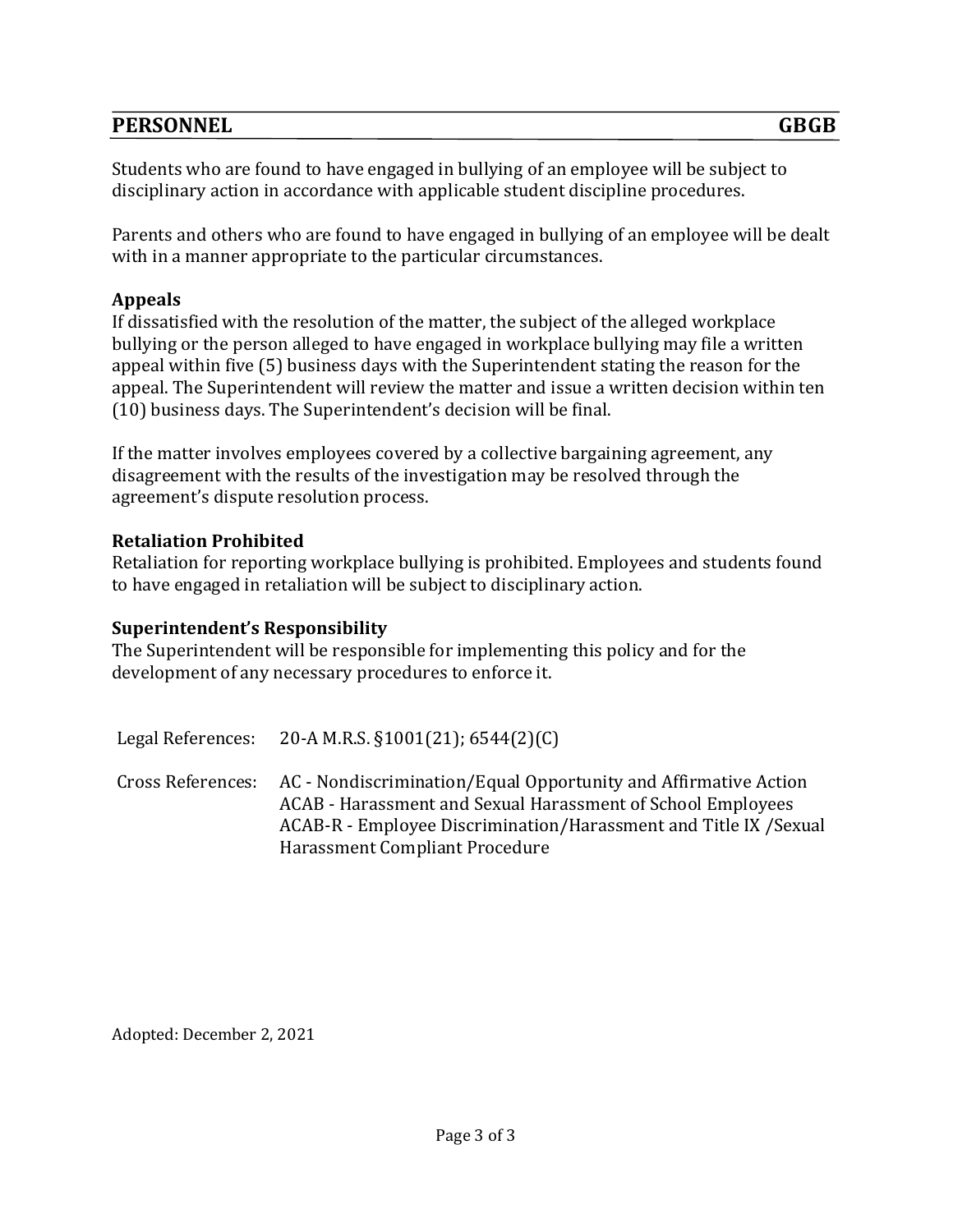Students who are found to have engaged in bullying of an employee will be subject to disciplinary action in accordance with applicable student discipline procedures.

Parents and others who are found to have engaged in bullying of an employee will be dealt with in a manner appropriate to the particular circumstances.

### Appeals

If dissatisfied with the resolution of the matter, the subject of the alleged workplace bullying or the person alleged to have engaged in workplace bullying may file a written appeal within five (5) business days with the Superintendent stating the reason for the appeal. The Superintendent will review the matter and issue a written decision within ten (10) business days. The Superintendent's decision will be final.

If the matter involves employees covered by a collective bargaining agreement, any disagreement with the results of the investigation may be resolved through the agreement's dispute resolution process.

### Retaliation Prohibited

Retaliation for reporting workplace bullying is prohibited. Employees and students found to have engaged in retaliation will be subject to disciplinary action.

### Superintendent's Responsibility

The Superintendent will be responsible for implementing this policy and for the development of any necessary procedures to enforce it.

Legal References: 20-A M.R.S. §1001(21); 6544(2)(C)

Cross References:
AC - Nondiscrimination/Equal Opportunity and Affirmative Action
ACAB - Harassment and Sexual Harassment of School Employees
ACAB-R - Employee Discrimination/Harassment and Title IX /Sexual Harassment Compliant Procedure

Adopted: December 2, 2021